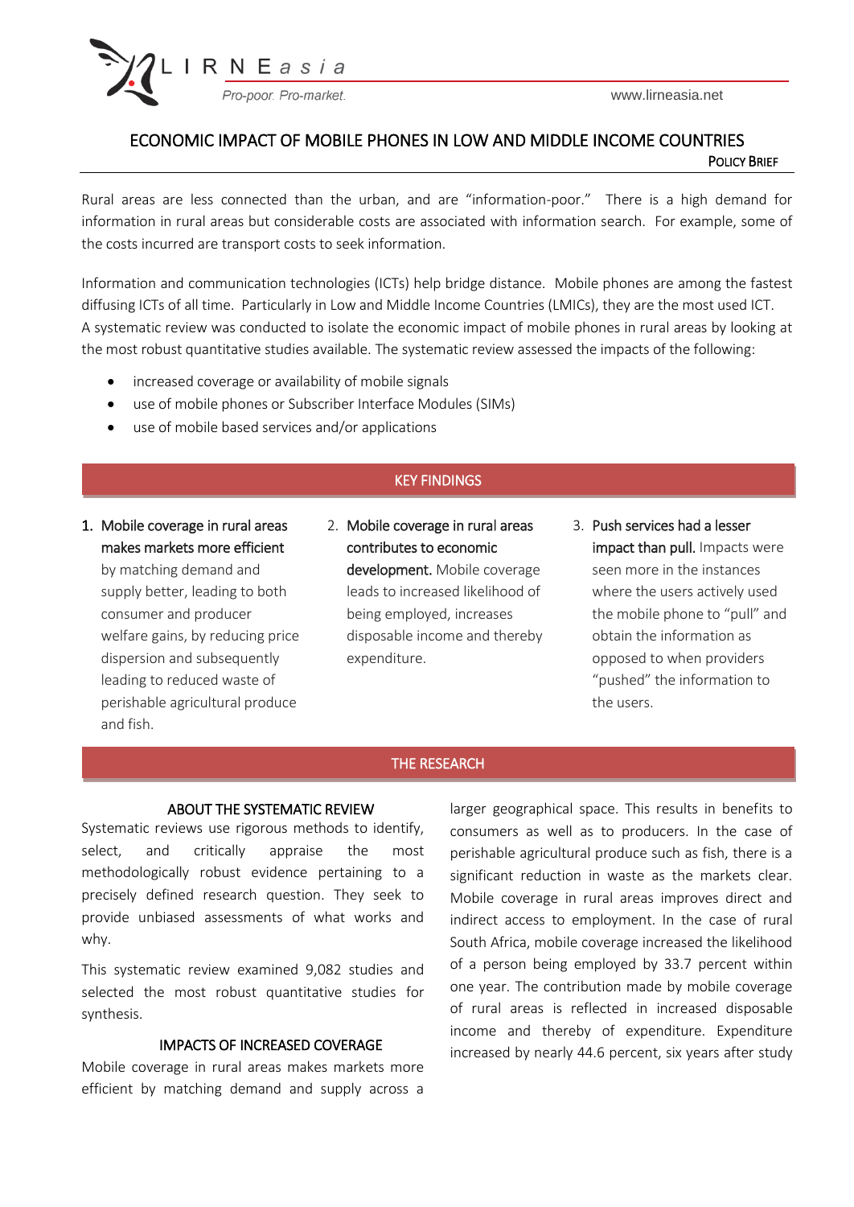LIRNEasia

*Pro-poor. Pro-market.*

www.lirneasia.net

# ECONOMIC IMPACT OF MOBILE PHONES IN LOW AND MIDDLE INCOME COUNTRIES

POLICY BRIEF

Rural areas are less connected than the urban, and are "information-poor." There is a high demand for information in rural areas but considerable costs are associated with information search. For example, some of the costs incurred are transport costs to seek information.

Information and communication technologies (ICTs) help bridge distance. Mobile phones are among the fastest diffusing ICTs of all time. Particularly in Low and Middle Income Countries (LMICs), they are the most used ICT. A systematic review was conducted to isolate the economic impact of mobile phones in rural areas by looking at the most robust quantitative studies available. The systematic review assessed the impacts of the following:

- increased coverage or availability of mobile signals
- use of mobile phones or Subscriber Interface Modules (SIMs)
- use of mobile based services and/or applications

## KEY FINDINGS

1. **Mobile coverage in rural areas makes markets more efficient** by matching demand and supply better, leading to both consumer and producer welfare gains, by reducing price dispersion and subsequently leading to reduced waste of perishable agricultural produce and fish.
2. **Mobile coverage in rural areas contributes to economic development.** Mobile coverage leads to increased likelihood of being employed, increases disposable income and thereby expenditure.
3. **Push services had a lesser impact than pull.** Impacts were seen more in the instances where the users actively used the mobile phone to "pull" and obtain the information as opposed to when providers "pushed" the information to the users.

## THE RESEARCH

### ABOUT THE SYSTEMATIC REVIEW

Systematic reviews use rigorous methods to identify, select, and critically appraise the most methodologically robust evidence pertaining to a precisely defined research question. They seek to provide unbiased assessments of what works and why.

This systematic review examined 9,082 studies and selected the most robust quantitative studies for synthesis.

### IMPACTS OF INCREASED COVERAGE

Mobile coverage in rural areas makes markets more efficient by matching demand and supply across a larger geographical space. This results in benefits to consumers as well as to producers. In the case of perishable agricultural produce such as fish, there is a significant reduction in waste as the markets clear. Mobile coverage in rural areas improves direct and indirect access to employment. In the case of rural South Africa, mobile coverage increased the likelihood of a person being employed by 33.7 percent within one year. The contribution made by mobile coverage of rural areas is reflected in increased disposable income and thereby of expenditure. Expenditure increased by nearly 44.6 percent, six years after study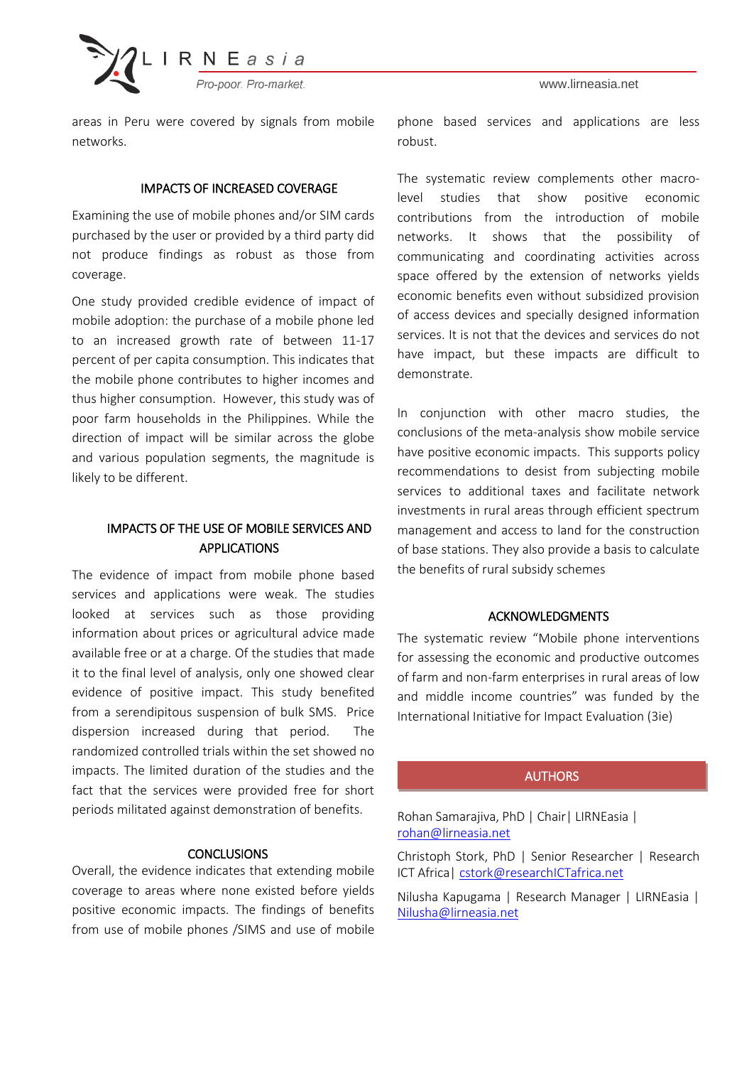areas in Peru were covered by signals from mobile networks.

## IMPACTS OF INCREASED COVERAGE

Examining the use of mobile phones and/or SIM cards purchased by the user or provided by a third party did not produce findings as robust as those from coverage.

One study provided credible evidence of impact of mobile adoption: the purchase of a mobile phone led to an increased growth rate of between 11-17 percent of per capita consumption. This indicates that the mobile phone contributes to higher incomes and thus higher consumption. However, this study was of poor farm households in the Philippines. While the direction of impact will be similar across the globe and various population segments, the magnitude is likely to be different.

## IMPACTS OF THE USE OF MOBILE SERVICES AND APPLICATIONS

The evidence of impact from mobile phone based services and applications were weak. The studies looked at services such as those providing information about prices or agricultural advice made available free or at a charge. Of the studies that made it to the final level of analysis, only one showed clear evidence of positive impact. This study benefited from a serendipitous suspension of bulk SMS. Price dispersion increased during that period. The randomized controlled trials within the set showed no impacts. The limited duration of the studies and the fact that the services were provided free for short periods militated against demonstration of benefits.

## CONCLUSIONS

Overall, the evidence indicates that extending mobile coverage to areas where none existed before yields positive economic impacts. The findings of benefits from use of mobile phones /SIMS and use of mobile phone based services and applications are less robust.

The systematic review complements other macro-level studies that show positive economic contributions from the introduction of mobile networks. It shows that the possibility of communicating and coordinating activities across space offered by the extension of networks yields economic benefits even without subsidized provision of access devices and specially designed information services. It is not that the devices and services do not have impact, but these impacts are difficult to demonstrate.

In conjunction with other macro studies, the conclusions of the meta-analysis show mobile service have positive economic impacts. This supports policy recommendations to desist from subjecting mobile services to additional taxes and facilitate network investments in rural areas through efficient spectrum management and access to land for the construction of base stations. They also provide a basis to calculate the benefits of rural subsidy schemes

## ACKNOWLEDGMENTS

The systematic review "Mobile phone interventions for assessing the economic and productive outcomes of farm and non-farm enterprises in rural areas of low and middle income countries" was funded by the International Initiative for Impact Evaluation (3ie)

## AUTHORS

Rohan Samarajiva, PhD | Chair| LIRNEasia | rohan@lirneasia.net

Christoph Stork, PhD | Senior Researcher | Research ICT Africa| cstork@researchICTafrica.net

Nilusha Kapugama | Research Manager | LIRNEasia | Nilusha@lirneasia.net